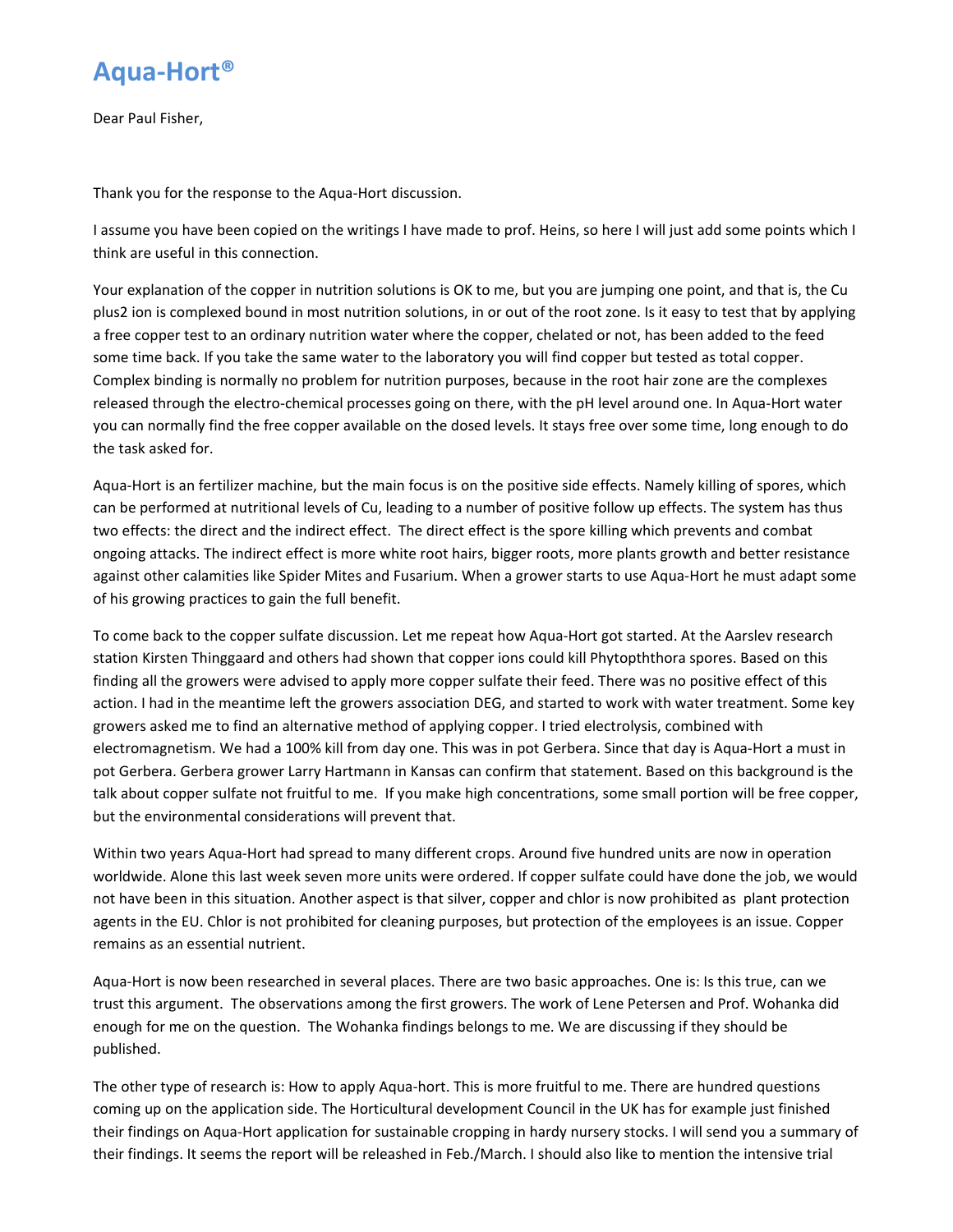# Aqua-Hort®

Dear Paul Fisher,

Thank you for the response to the Aqua-Hort discussion.

I assume you have been copied on the writings I have made to prof. Heins, so here I will just add some points which I think are useful in this connection.

Your explanation of the copper in nutrition solutions is OK to me, but you are jumping one point, and that is, the Cu plus2 ion is complexed bound in most nutrition solutions, in or out of the root zone. Is it easy to test that by applying a free copper test to an ordinary nutrition water where the copper, chelated or not, has been added to the feed some time back. If you take the same water to the laboratory you will find copper but tested as total copper. Complex binding is normally no problem for nutrition purposes, because in the root hair zone are the complexes released through the electro-chemical processes going on there, with the pH level around one. In Aqua-Hort water you can normally find the free copper available on the dosed levels. It stays free over some time, long enough to do the task asked for.

Aqua-Hort is an fertilizer machine, but the main focus is on the positive side effects. Namely killing of spores, which can be performed at nutritional levels of Cu, leading to a number of positive follow up effects. The system has thus two effects: the direct and the indirect effect. The direct effect is the spore killing which prevents and combat ongoing attacks. The indirect effect is more white root hairs, bigger roots, more plants growth and better resistance against other calamities like Spider Mites and Fusarium. When a grower starts to use Aqua-Hort he must adapt some of his growing practices to gain the full benefit.

To come back to the copper sulfate discussion. Let me repeat how Aqua-Hort got started. At the Aarslev research station Kirsten Thinggaard and others had shown that copper ions could kill Phytopththora spores. Based on this finding all the growers were advised to apply more copper sulfate their feed. There was no positive effect of this action. I had in the meantime left the growers association DEG, and started to work with water treatment. Some key growers asked me to find an alternative method of applying copper. I tried electrolysis, combined with electromagnetism. We had a 100% kill from day one. This was in pot Gerbera. Since that day is Aqua-Hort a must in pot Gerbera. Gerbera grower Larry Hartmann in Kansas can confirm that statement. Based on this background is the talk about copper sulfate not fruitful to me. If you make high concentrations, some small portion will be free copper, but the environmental considerations will prevent that.

Within two years Aqua-Hort had spread to many different crops. Around five hundred units are now in operation worldwide. Alone this last week seven more units were ordered. If copper sulfate could have done the job, we would not have been in this situation. Another aspect is that silver, copper and chlor is now prohibited as plant protection agents in the EU. Chlor is not prohibited for cleaning purposes, but protection of the employees is an issue. Copper remains as an essential nutrient.

Aqua-Hort is now been researched in several places. There are two basic approaches. One is: Is this true, can we trust this argument. The observations among the first growers. The work of Lene Petersen and Prof. Wohanka did enough for me on the question. The Wohanka findings belongs to me. We are discussing if they should be published.

The other type of research is: How to apply Aqua-hort. This is more fruitful to me. There are hundred questions coming up on the application side. The Horticultural development Council in the UK has for example just finished their findings on Aqua-Hort application for sustainable cropping in hardy nursery stocks. I will send you a summary of their findings. It seems the report will be releashed in Feb./March. I should also like to mention the intensive trial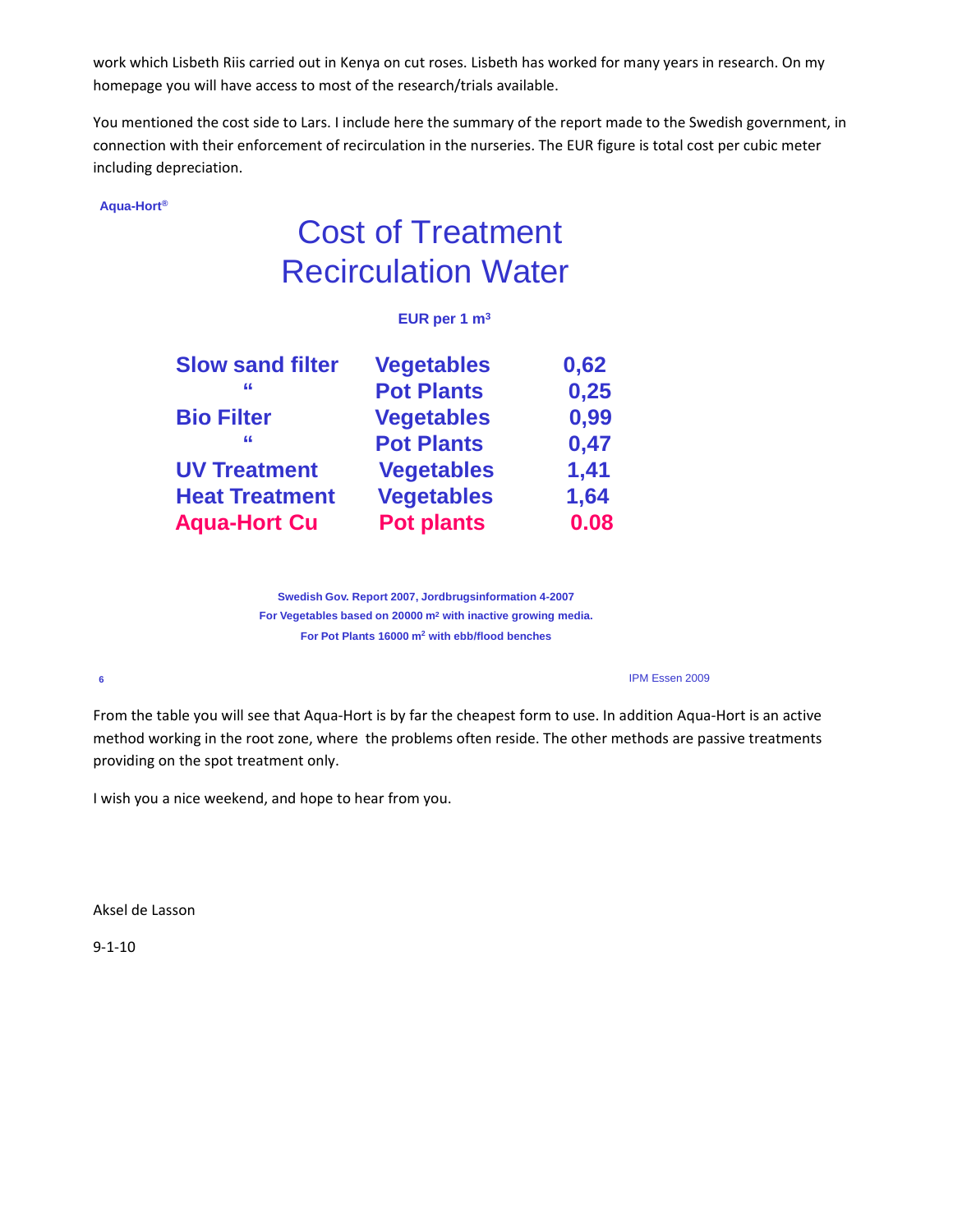work which Lisbeth Riis carried out in Kenya on cut roses. Lisbeth has worked for many years in research. On my homepage you will have access to most of the research/trials available.

You mentioned the cost side to Lars. I include here the summary of the report made to the Swedish government, in connection with their enforcement of recirculation in the nurseries. The EUR figure is total cost per cubic meter including depreciation.

Aqua-Hort®

# Cost of Treatment Recirculation Water

**EUR per 1 m$^3$**

| | | |
|---|---|---|
| **Slow sand filter** | **Vegetables** | **0,62** |
| **"** | **Pot Plants** | **0,25** |
| **Bio Filter** | **Vegetables** | **0,99** |
| **"** | **Pot Plants** | **0,47** |
| **UV Treatment** | **Vegetables** | **1,41** |
| **Heat Treatment** | **Vegetables** | **1,64** |
| **Aqua-Hort Cu** | **Pot plants** | **0.08** |

**Swedish Gov. Report 2007, Jordbrugsinformation 4-2007**
**For Vegetables based on 20000 m$^2$ with inactive growing media.**
**For Pot Plants 16000 m$^2$ with ebb/flood benches**

6 IPM Essen 2009

From the table you will see that Aqua-Hort is by far the cheapest form to use. In addition Aqua-Hort is an active method working in the root zone, where the problems often reside. The other methods are passive treatments providing on the spot treatment only.

I wish you a nice weekend, and hope to hear from you.

Aksel de Lasson

9-1-10